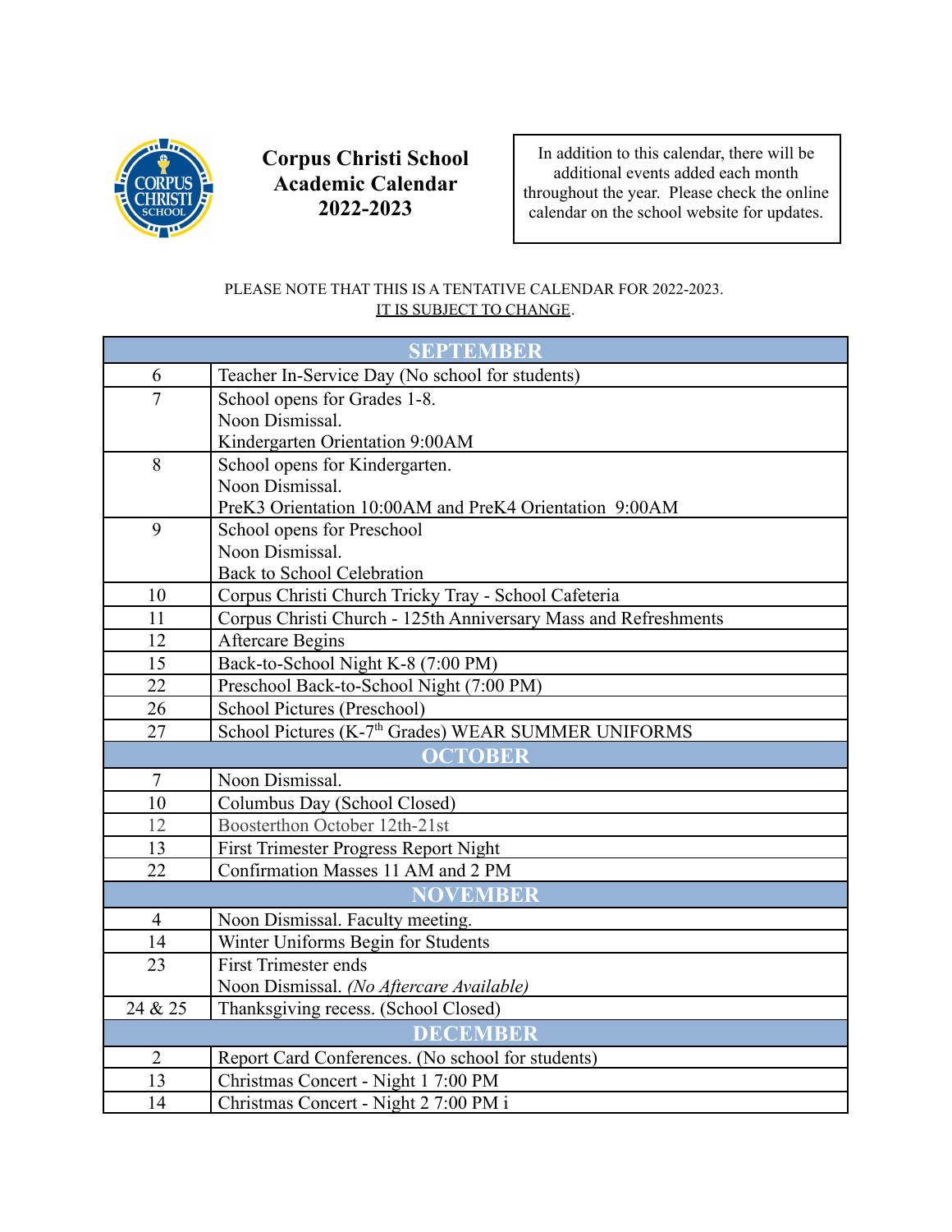# Corpus Christi School Academic Calendar 2022-2023

In addition to this calendar, there will be additional events added each month throughout the year. Please check the online calendar on the school website for updates.

PLEASE NOTE THAT THIS IS A TENTATIVE CALENDAR FOR 2022-2023.
IT IS SUBJECT TO CHANGE.

| SEPTEMBER | |
|---|---|
| 6 | Teacher In-Service Day (No school for students) |
| 7 | School opens for Grades 1-8.<br>Noon Dismissal.<br>Kindergarten Orientation 9:00AM |
| 8 | School opens for Kindergarten.<br>Noon Dismissal.<br>PreK3 Orientation 10:00AM and PreK4 Orientation 9:00AM |
| 9 | School opens for Preschool<br>Noon Dismissal.<br>Back to School Celebration |
| 10 | Corpus Christi Church Tricky Tray - School Cafeteria |
| 11 | Corpus Christi Church - 125th Anniversary Mass and Refreshments |
| 12 | Aftercare Begins |
| 15 | Back-to-School Night K-8 (7:00 PM) |
| 22 | Preschool Back-to-School Night (7:00 PM) |
| 26 | School Pictures (Preschool) |
| 27 | School Pictures (K-7th Grades) WEAR SUMMER UNIFORMS |
| **OCTOBER** | |
| 7 | Noon Dismissal. |
| 10 | Columbus Day (School Closed) |
| 12 | Boosterthon October 12th-21st |
| 13 | First Trimester Progress Report Night |
| 22 | Confirmation Masses 11 AM and 2 PM |
| **NOVEMBER** | |
| 4 | Noon Dismissal. Faculty meeting. |
| 14 | Winter Uniforms Begin for Students |
| 23 | First Trimester ends<br>Noon Dismissal. *(No Aftercare Available)* |
| 24 & 25 | Thanksgiving recess. (School Closed) |
| **DECEMBER** | |
| 2 | Report Card Conferences. (No school for students) |
| 13 | Christmas Concert - Night 1 7:00 PM |
| 14 | Christmas Concert - Night 2 7:00 PM i |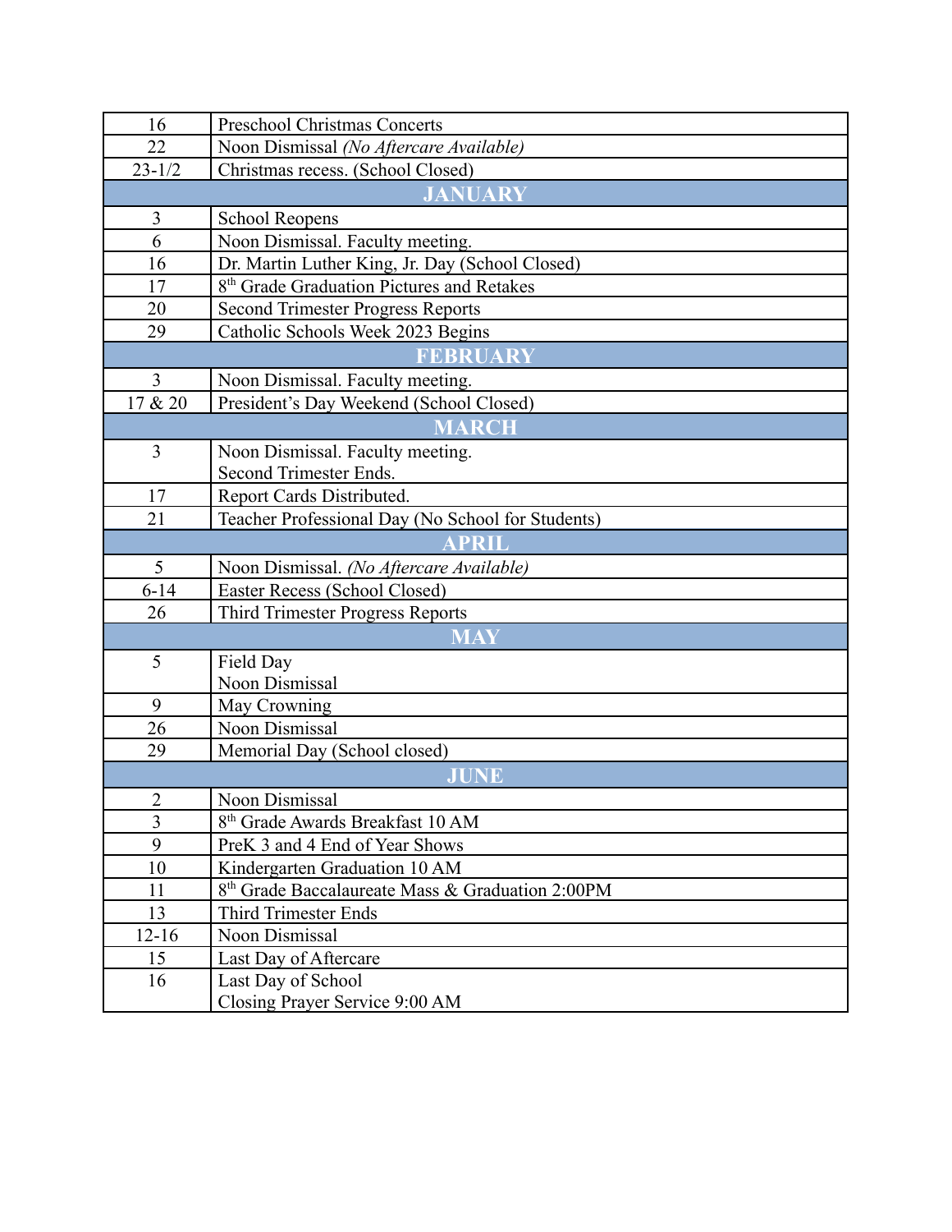| | |
|---|---|
| 16 | Preschool Christmas Concerts |
| 22 | Noon Dismissal *(No Aftercare Available)* |
| 23-1/2 | Christmas recess. (School Closed) |
| **JANUARY** | |
| 3 | School Reopens |
| 6 | Noon Dismissal. Faculty meeting. |
| 16 | Dr. Martin Luther King, Jr. Day (School Closed) |
| 17 | 8th Grade Graduation Pictures and Retakes |
| 20 | Second Trimester Progress Reports |
| 29 | Catholic Schools Week 2023 Begins |
| **FEBRUARY** | |
| 3 | Noon Dismissal. Faculty meeting. |
| 17 & 20 | President's Day Weekend (School Closed) |
| **MARCH** | |
| 3 | Noon Dismissal. Faculty meeting.<br>Second Trimester Ends. |
| 17 | Report Cards Distributed. |
| 21 | Teacher Professional Day (No School for Students) |
| **APRIL** | |
| 5 | Noon Dismissal. *(No Aftercare Available)* |
| 6-14 | Easter Recess (School Closed) |
| 26 | Third Trimester Progress Reports |
| **MAY** | |
| 5 | Field Day<br>Noon Dismissal |
| 9 | May Crowning |
| 26 | Noon Dismissal |
| 29 | Memorial Day (School closed) |
| **JUNE** | |
| 2 | Noon Dismissal |
| 3 | 8th Grade Awards Breakfast 10 AM |
| 9 | PreK 3 and 4 End of Year Shows |
| 10 | Kindergarten Graduation 10 AM |
| 11 | 8th Grade Baccalaureate Mass & Graduation 2:00PM |
| 13 | Third Trimester Ends |
| 12-16 | Noon Dismissal |
| 15 | Last Day of Aftercare |
| 16 | Last Day of School<br>Closing Prayer Service 9:00 AM |